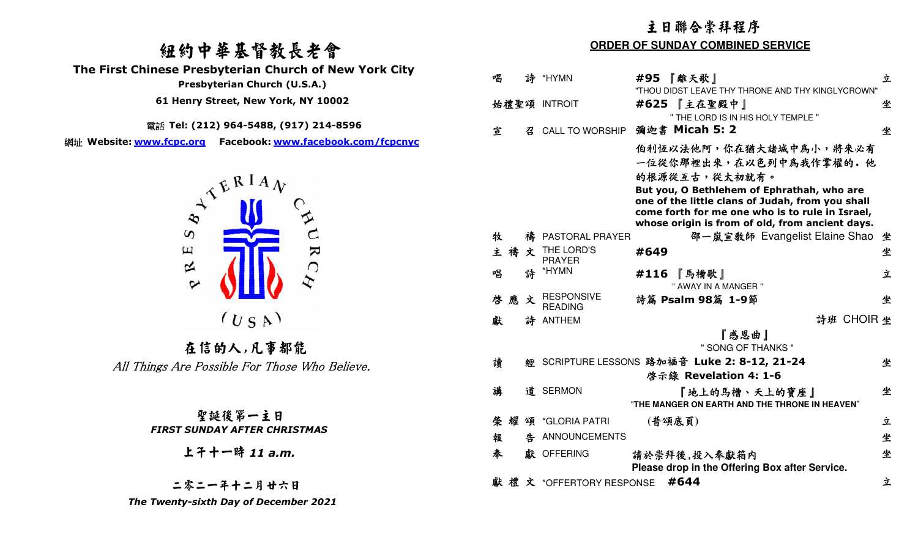# 紐約中華基督教長老會

**The First Chinese Presbyterian Church of New York City**

**Presbyterian Church (U.S.A.)**

**61 Henry Street, New York, NY 10002**

電話 **Tel: (212) 964-5488, (917) 214-8596**

網址 **Website: www.fcpc.org** **Facebook: www.facebook.com/fcpcnyc**

PRESBYTERIAN CHURCH (USA)

## 在信的人,凡事都能

*All Things Are Possible For Those Who Believe.*

### 聖誕後第一主日

***FIRST SUNDAY AFTER CHRISTMAS***

**上午十一時 *11 a.m.***

**二零二一年十二月廿六日**

***The Twenty-sixth Day of December 2021***

## 主日聯合崇拜程序

**ORDER OF SUNDAY COMBINED SERVICE**

| | | | |
|---|---|---|---|
| 唱 詩 | *HYMN | **#95 『離天歌』** "THOU DIDST LEAVE THY THRONE AND THY KINGLYCROWN" | 立 |
| 始禮聖頌 | INTROIT | **#625 『主在聖殿中』** " THE LORD IS IN HIS HOLY TEMPLE " | 坐 |
| 宣 召 | CALL TO WORSHIP | **彌迦書 Micah 5: 2** 伯利恆以法他阿,你在猶大諸城中為小,將來必有一位從你那裡出來,在以色列中為我作掌權的。他的根源從亙古,從太初就有。 **But you, O Bethlehem of Ephrathah, who are one of the little clans of Judah, from you shall come forth for me one who is to rule in Israel, whose origin is from of old, from ancient days.** | 坐 |
| 牧 禱 | PASTORAL PRAYER | 邵一嵐宣教師 Evangelist Elaine Shao | 坐 |
| 主禱文 | THE LORD'S PRAYER | **#649** | 坐 |
| 唱 詩 | *HYMN | **#116 『馬槽歌』** " AWAY IN A MANGER " | 立 |
| 啓應文 | RESPONSIVE READING | **詩篇 Psalm 98篇 1-9節** | 坐 |
| 獻 詩 | ANTHEM | 詩班 CHOIR 『感恩曲』 " SONG OF THANKS " | 坐 |
| 讀 經 | SCRIPTURE LESSONS | **路加福音 Luke 2: 8-12, 21-24** **啓示錄 Revelation 4: 1-6** | 坐 |
| 講 道 | SERMON | **『地上的馬槽、天上的寶座』** **"THE MANGER ON EARTH AND THE THRONE IN HEAVEN"** | 坐 |
| 榮耀頌 | *GLORIA PATRI | **(普頌底頁)** | 立 |
| 報 告 | ANNOUNCEMENTS | | 坐 |
| 奉 獻 | OFFERING | 請於崇拜後,投入奉獻箱內 **Please drop in the Offering Box after Service.** | 坐 |
| 獻禮文 | *OFFERTORY RESPONSE | **#644** | 立 |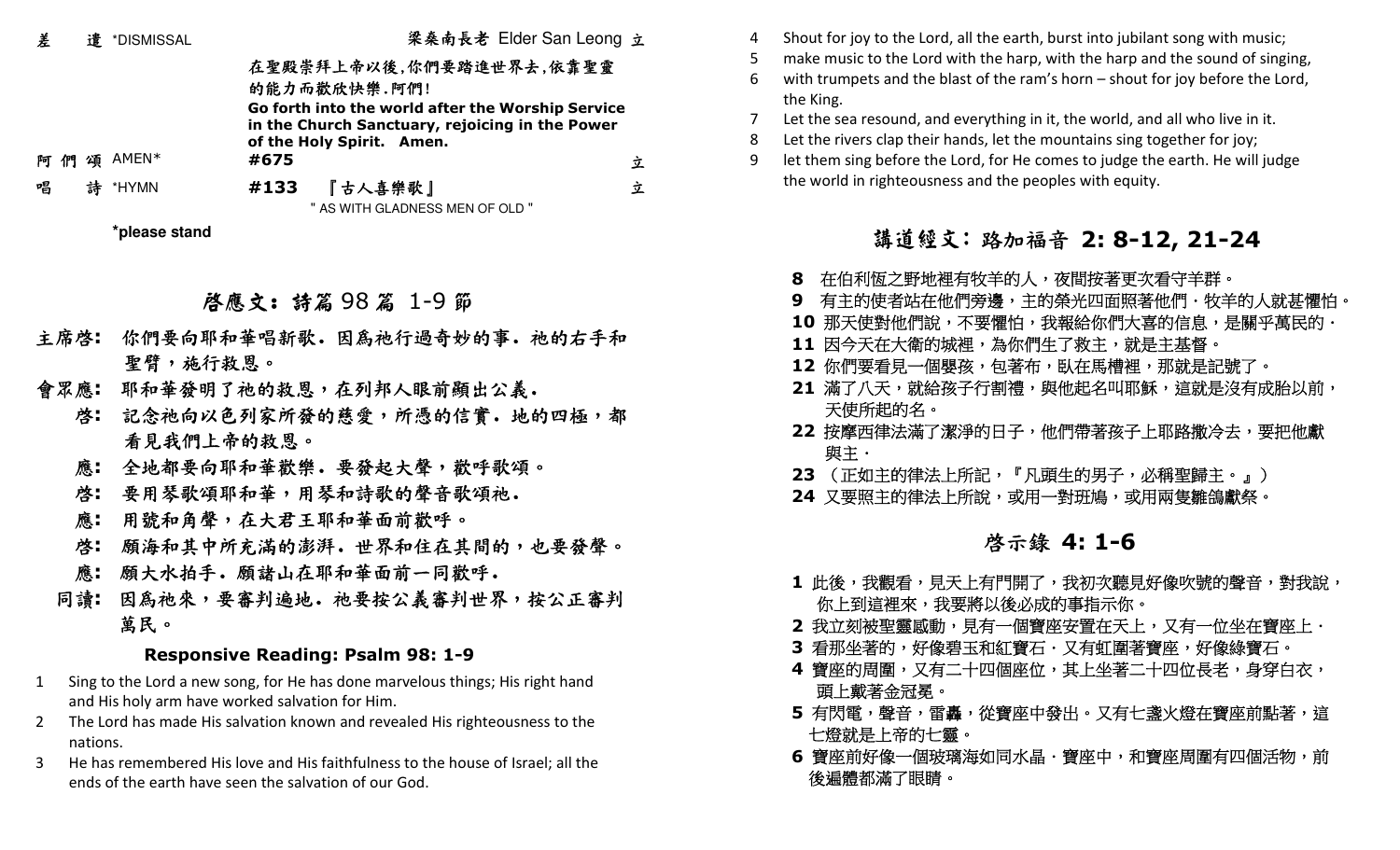差　遣 *DISMISSAL　　梁燊南長老 Elder San Leong 立

在聖殿崇拜上帝以後,你們要踏進世界去,依靠聖靈的能力而歡欣快樂.阿們!

**Go forth into the world after the Worship Service in the Church Sanctuary, rejoicing in the Power of the Holy Spirit. Amen.**

阿 們 頌 AMEN*　**#675**　立

唱　詩 *HYMN　**#133**　『古人喜樂歌』　立

" AS WITH GLADNESS MEN OF OLD "

**\*please stand**

## 啓應文：詩篇 98 篇 1-9 節

**主席啓：** 你們要向耶和華唱新歌．因爲祂行過奇妙的事．祂的右手和聖臂，施行救恩。

**會眾應：** 耶和華發明了祂的救恩，在列邦人眼前顯出公義．

**啓：** 記念祂向以色列家所發的慈愛，所憑的信實．地的四極，都看見我們上帝的救恩。

**應：** 全地都要向耶和華歡樂．要發起大聲，歡呼歌頌。

**啓：** 要用琴歌頌耶和華，用琴和詩歌的聲音歌頌祂．

**應：** 用號和角聲，在大君王耶和華面前歡呼。

**啓：** 願海和其中所充滿的澎湃．世界和住在其間的，也要發聲。

**應：** 願大水拍手．願諸山在耶和華面前一同歡呼．

**同讀：** 因爲祂來，要審判遍地．祂要按公義審判世界，按公正審判萬民。

### Responsive Reading: Psalm 98: 1-9

1 Sing to the Lord a new song, for He has done marvelous things; His right hand and His holy arm have worked salvation for Him.

2 The Lord has made His salvation known and revealed His righteousness to the nations.

3 He has remembered His love and His faithfulness to the house of Israel; all the ends of the earth have seen the salvation of our God.

4 Shout for joy to the Lord, all the earth, burst into jubilant song with music;

5 make music to the Lord with the harp, with the harp and the sound of singing,

6 with trumpets and the blast of the ram's horn – shout for joy before the Lord, the King.

7 Let the sea resound, and everything in it, the world, and all who live in it.

8 Let the rivers clap their hands, let the mountains sing together for joy;

9 let them sing before the Lord, for He comes to judge the earth. He will judge the world in righteousness and the peoples with equity.

## 講道經文：路加福音 2: 8-12, 21-24

**8** 在伯利恆之野地裡有牧羊的人，夜間按著更次看守羊群。

**9** 有主的使者站在他們旁邊，主的榮光四面照著他們．牧羊的人就甚懼怕。

**10** 那天使對他們說，不要懼怕，我報給你們大喜的信息，是關乎萬民的．

**11** 因今天在大衛的城裡，為你們生了救主，就是主基督。

**12** 你們要看見一個嬰孩，包著布，臥在馬槽裡，那就是記號了。

**21** 滿了八天，就給孩子行割禮，與他起名叫耶穌，這就是沒有成胎以前，天使所起的名。

**22** 按摩西律法滿了潔淨的日子，他們帶著孩子上耶路撒冷去，要把他獻與主．

**23** （正如主的律法上所記，『凡頭生的男子，必稱聖歸主。』）

**24** 又要照主的律法上所說，或用一對班鳩，或用兩隻雛鴿獻祭。

## 啓示錄 4: 1-6

**1** 此後，我觀看，見天上有門開了，我初次聽見好像吹號的聲音，對我說，你上到這裡來，我要將以後必成的事指示你。

**2** 我立刻被聖靈感動，見有一個寶座安置在天上，又有一位坐在寶座上．

**3** 看那坐著的，好像碧玉和紅寶石．又有虹圍著寶座，好像綠寶石。

**4** 寶座的周圍，又有二十四個座位，其上坐著二十四位長老，身穿白衣，頭上戴著金冠冕。

**5** 有閃電，聲音，雷轟，從寶座中發出。又有七盞火燈在寶座前點著，這七燈就是上帝的七靈。

**6** 寶座前好像一個玻璃海如同水晶．寶座中，和寶座周圍有四個活物，前後遍體都滿了眼睛。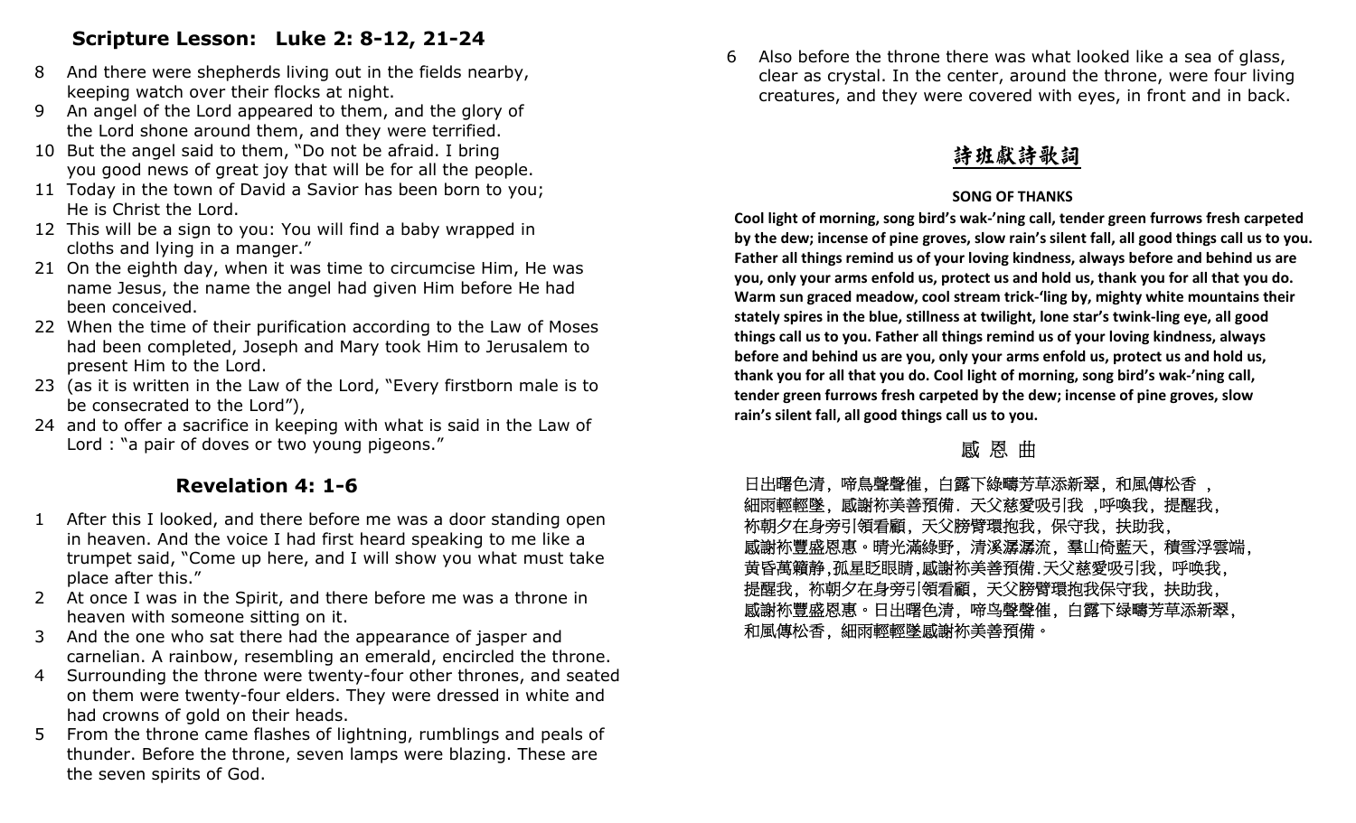## Scripture Lesson: Luke 2: 8-12, 21-24

8 And there were shepherds living out in the fields nearby, keeping watch over their flocks at night.
9 An angel of the Lord appeared to them, and the glory of the Lord shone around them, and they were terrified.
10 But the angel said to them, "Do not be afraid. I bring you good news of great joy that will be for all the people.
11 Today in the town of David a Savior has been born to you; He is Christ the Lord.
12 This will be a sign to you: You will find a baby wrapped in cloths and lying in a manger."
21 On the eighth day, when it was time to circumcise Him, He was name Jesus, the name the angel had given Him before He had been conceived.
22 When the time of their purification according to the Law of Moses had been completed, Joseph and Mary took Him to Jerusalem to present Him to the Lord.
23 (as it is written in the Law of the Lord, "Every firstborn male is to be consecrated to the Lord"),
24 and to offer a sacrifice in keeping with what is said in the Law of Lord : "a pair of doves or two young pigeons."

## Revelation 4: 1-6

1 After this I looked, and there before me was a door standing open in heaven. And the voice I had first heard speaking to me like a trumpet said, "Come up here, and I will show you what must take place after this."
2 At once I was in the Spirit, and there before me was a throne in heaven with someone sitting on it.
3 And the one who sat there had the appearance of jasper and carnelian. A rainbow, resembling an emerald, encircled the throne.
4 Surrounding the throne were twenty-four other thrones, and seated on them were twenty-four elders. They were dressed in white and had crowns of gold on their heads.
5 From the throne came flashes of lightning, rumblings and peals of thunder. Before the throne, seven lamps were blazing. These are the seven spirits of God.
6 Also before the throne there was what looked like a sea of glass, clear as crystal. In the center, around the throne, were four living creatures, and they were covered with eyes, in front and in back.

## 詩班獻詩歌詞

**SONG OF THANKS**

**Cool light of morning, song bird's wak-'ning call, tender green furrows fresh carpeted by the dew; incense of pine groves, slow rain's silent fall, all good things call us to you. Father all things remind us of your loving kindness, always before and behind us are you, only your arms enfold us, protect us and hold us, thank you for all that you do. Warm sun graced meadow, cool stream trick-'ling by, mighty white mountains their stately spires in the blue, stillness at twilight, lone star's twink-ling eye, all good things call us to you. Father all things remind us of your loving kindness, always before and behind us are you, only your arms enfold us, protect us and hold us, thank you for all that you do. Cool light of morning, song bird's wak-'ning call, tender green furrows fresh carpeted by the dew; incense of pine groves, slow rain's silent fall, all good things call us to you.**

感 恩 曲

日出曙色清，啼鳥聲聲催，白露下綠疇芳草添新翠，和風傳松香，細雨輕輕墜，感謝祢美善預備．天父慈愛吸引我，呼喚我，提醒我，祢朝夕在身旁引領看顧，天父膀臂環抱我，保守我，扶助我，感謝祢豐盛恩惠。晴光滿綠野，清溪潺潺流，羣山倚藍天，積雪浮雲端，黄昏萬籟静,孤星眨眼睛,感謝祢美善預備.天父慈愛吸引我，呼喚我，提醒我，祢朝夕在身旁引領看顧，天父膀臂環抱我保守我，扶助我，感謝祢豐盛恩惠。日出曙色清，啼鸟聲聲催，白露下绿疇芳草添新翠，和風傳松香，細雨輕輕墜感謝祢美善預備。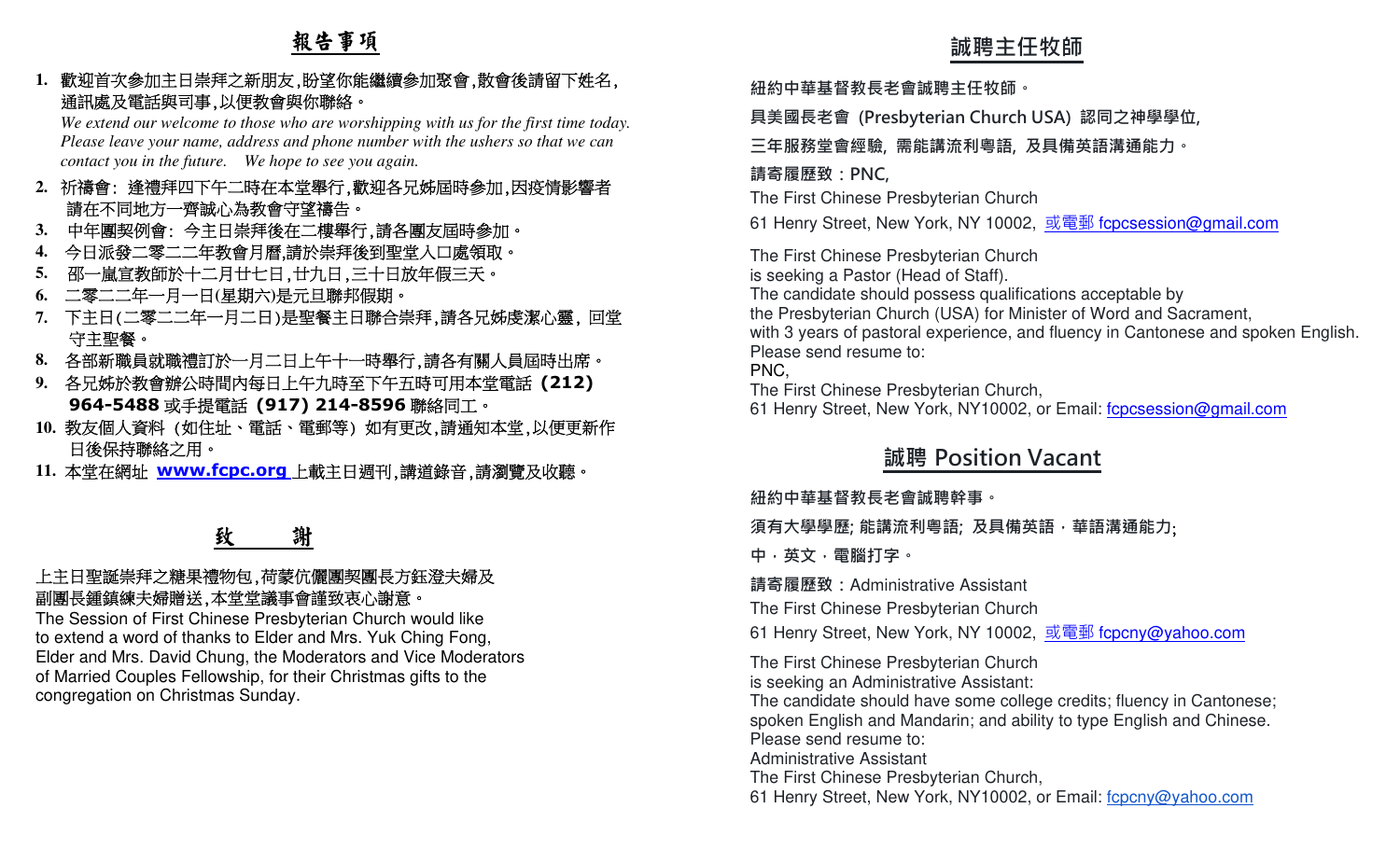## 報告事項

1. 歡迎首次參加主日崇拜之新朋友,盼望你能繼續參加聚會,散會後請留下姓名,通訊處及電話與司事,以便教會與你聯絡。
   *We extend our welcome to those who are worshipping with us for the first time today. Please leave your name, address and phone number with the ushers so that we can contact you in the future. We hope to see you again.*
2. 祈禱會: 逢禮拜四下午二時在本堂舉行,歡迎各兄姊屆時參加,因疫情影響者請在不同地方一齊誠心為教會守望禱告。
3. 中年團契例會: 今主日崇拜後在二樓舉行,請各團友屆時參加。
4. 今日派發二零二二年教會月曆,請於崇拜後到聖堂入口處領取。
5. 邵一嵐宣教師於十二月廿七日,廿九日,三十日放年假三天。
6. 二零二二年一月一日(星期六)是元旦聯邦假期。
7. 下主日(二零二二年一月二日)是聖餐主日聯合崇拜,請各兄姊虔潔心靈, 回堂守主聖餐。
8. 各部新職員就職禮訂於一月二日上午十一時舉行,請各有關人員屆時出席。
9. 各兄姊於教會辦公時間內每日上午九時至下午五時可用本堂電話 **(212) 964-5488** 或手提電話 **(917) 214-8596** 聯絡同工。
10. 教友個人資料（如住址、電話、電郵等）如有更改,請通知本堂,以便更新作日後保持聯絡之用。
11. 本堂在網址 **www.fcpc.org** 上載主日週刊,講道錄音,請瀏覽及收聽。

## 致 謝

上主日聖誕崇拜之糖果禮物包,荷蒙伉儷團契團長方鈺澄夫婦及副團長鍾鎮練夫婦贈送,本堂堂議事會謹致衷心謝意。

The Session of First Chinese Presbyterian Church would like to extend a word of thanks to Elder and Mrs. Yuk Ching Fong, Elder and Mrs. David Chung, the Moderators and Vice Moderators of Married Couples Fellowship, for their Christmas gifts to the congregation on Christmas Sunday.

## 誠聘主任牧師

**紐約中華基督教長老會誠聘主任牧師。**

**具美國長老會 (Presbyterian Church USA) 認同之神學學位,**

**三年服務堂會經驗, 需能講流利粵語, 及具備英語溝通能力。**

**請寄履歷致：PNC,**

The First Chinese Presbyterian Church

61 Henry Street, New York, NY 10002, 或電郵 fcpcsession@gmail.com

The First Chinese Presbyterian Church
is seeking a Pastor (Head of Staff).
The candidate should possess qualifications acceptable by
the Presbyterian Church (USA) for Minister of Word and Sacrament,
with 3 years of pastoral experience, and fluency in Cantonese and spoken English.
Please send resume to:
PNC,
The First Chinese Presbyterian Church,
61 Henry Street, New York, NY10002, or Email: fcpcsession@gmail.com

## 誠聘 Position Vacant

**紐約中華基督教長老會誠聘幹事。**

**須有大學學歷; 能講流利粵語; 及具備英語．華語溝通能力;**

**中．英文．電腦打字。**

**請寄履歷致：**Administrative Assistant

The First Chinese Presbyterian Church

61 Henry Street, New York, NY 10002, 或電郵 fcpcny@yahoo.com

The First Chinese Presbyterian Church
is seeking an Administrative Assistant:
The candidate should have some college credits; fluency in Cantonese;
spoken English and Mandarin; and ability to type English and Chinese.
Please send resume to:
Administrative Assistant
The First Chinese Presbyterian Church,
61 Henry Street, New York, NY10002, or Email: fcpcny@yahoo.com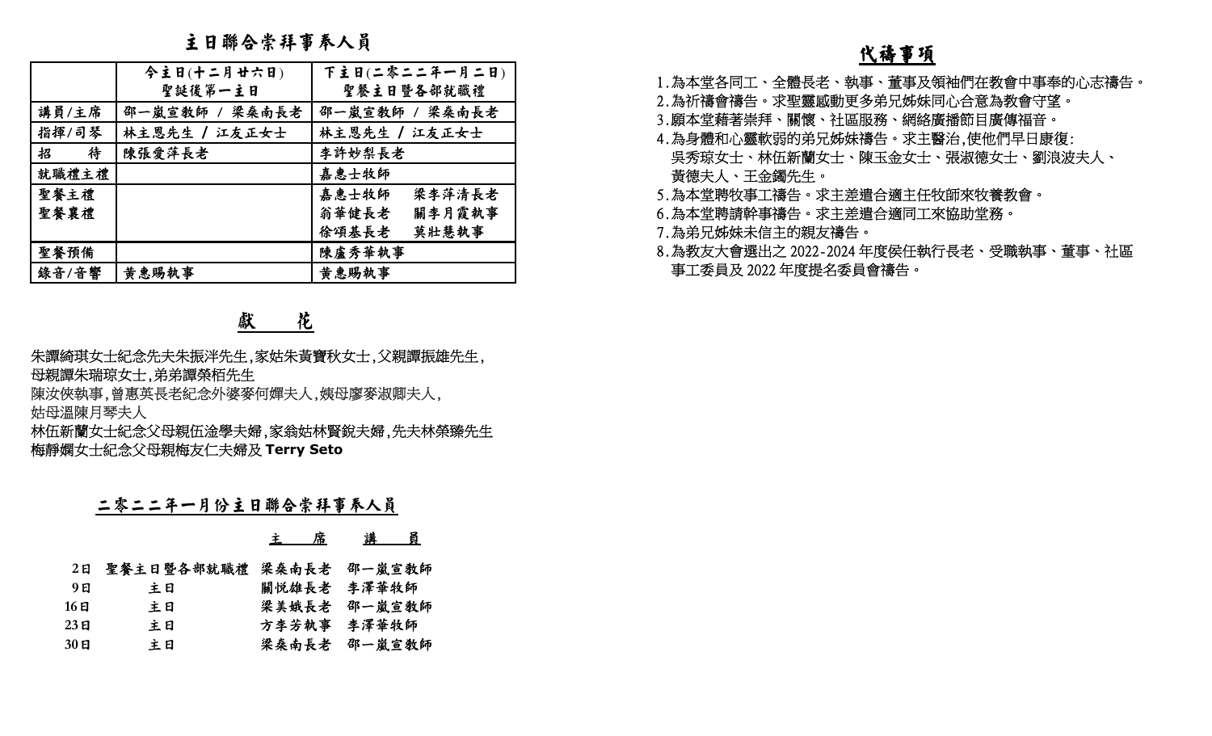## 主日聯合崇拜事奉人員

| | 今主日(十二月廿六日)<br>聖誕後第一主日 | 下主日(二零二二年一月二日)<br>聖餐主日暨各部就職禮 |
|---|---|---|
| 講員/主席 | 邵一嵐宣教師 / 梁燊南長老 | 邵一嵐宣教師 / 梁燊南長老 |
| 指揮/司琴 | 林主恩先生 / 江友正女士 | 林主恩先生 / 江友正女士 |
| 招 待 | 陳張愛萍長老 | 李許妙梨長老 |
| 就職禮主禮 | | 嘉惠士牧師 |
| 聖餐主禮<br>聖餐襄禮 | | 嘉惠士牧師 梁李萍清長老<br>翁華健長老 關李月霞執事<br>徐頌基長老 莫壯慧執事 |
| 聖餐預備 | | 陳盧秀華執事 |
| 錄音/音響 | 黃惠賜執事 | 黃惠賜執事 |

## 獻 花

朱譚綺琪女士紀念先夫朱振洋先生,家姑朱黃寶秋女士,父親譚振雄先生,
母親譚朱瑞琼女士,弟弟譚榮栢先生
陳汝俠執事,曾惠英長老紀念外婆麥何嬋夫人,姨母廖麥淑卿夫人,
姑母溫陳月琴夫人
林伍新蘭女士紀念父母親伍淦學夫婦,家翁姑林賢銳夫婦,先夫林榮臻先生
梅靜嫻女士紀念父母親梅友仁夫婦及 **Terry Seto**

## 二零二二年一月份主日聯合崇拜事奉人員

| | | 主 席 | 講 員 |
|---|---|---|---|
| 2日 | 聖餐主日暨各部就職禮 | 梁燊南長老 | 邵一嵐宣教師 |
| 9日 | 主日 | 關悅雄長老 | 李澤華牧師 |
| 16日 | 主日 | 梁美娥長老 | 邵一嵐宣教師 |
| 23日 | 主日 | 方李芳執事 | 李澤華牧師 |
| 30日 | 主日 | 梁燊南長老 | 邵一嵐宣教師 |

## 代禱事項

1. 為本堂各同工、全體長老、執事、董事及領袖們在教會中事奉的心志禱告。
2. 為祈禱會禱告。求聖靈感動更多弟兄姊妹同心合意為教會守望。
3. 願本堂藉著崇拜、關懷、社區服務、網絡廣播節目廣傳福音。
4. 為身體和心靈軟弱的弟兄姊妹禱告。求主醫治,使他們早日康復:
   吳秀琼女士、林伍新蘭女士、陳玉金女士、張淑德女士、劉浪波夫人、
   黃德夫人、王金鐲先生。
5. 為本堂聘牧事工禱告。求主差遣合適主任牧師來牧養教會。
6. 為本堂聘請幹事禱告。求主差遣合適同工來協助堂務。
7. 為弟兄姊妹未信主的親友禱告。
8. 為教友大會選出之 2022-2024 年度侯任執行長老、受職執事、董事、社區
   事工委員及 2022 年度提名委員會禱告。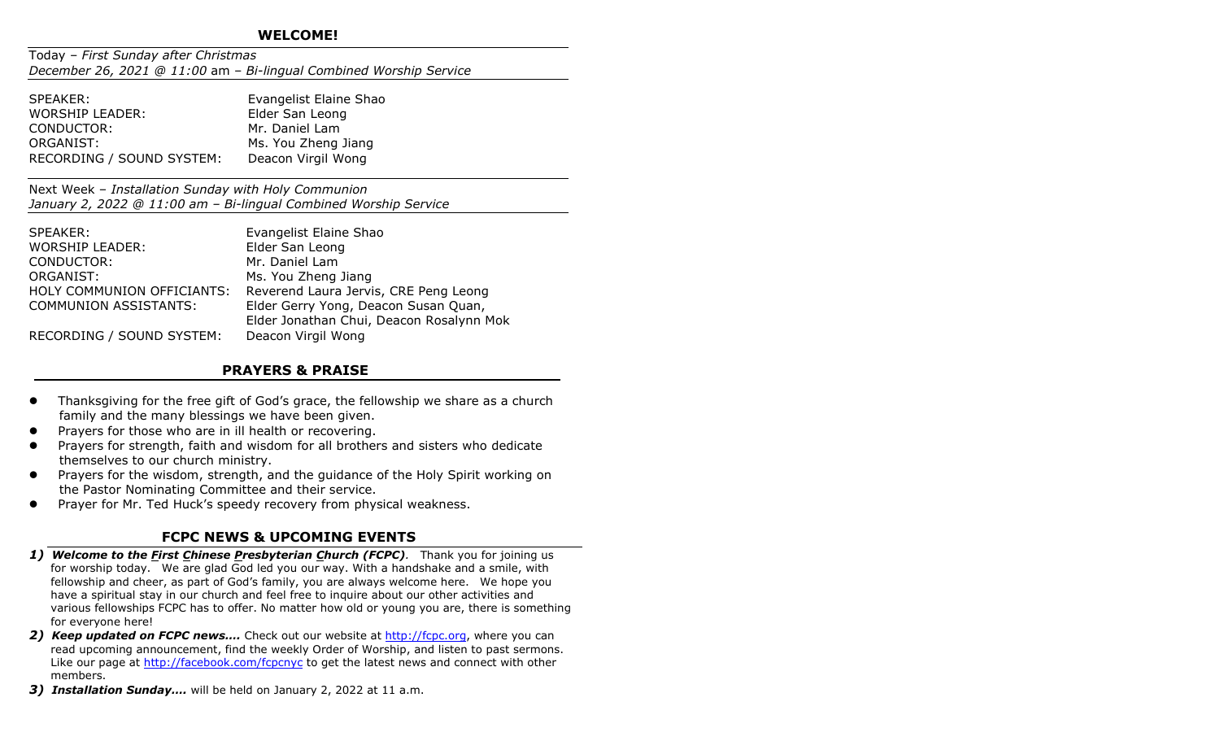## WELCOME!

Today – *First Sunday after Christmas*
*December 26, 2021 @ 11:00* am – *Bi-lingual Combined Worship Service*

| | |
|---|---|
| SPEAKER: | Evangelist Elaine Shao |
| WORSHIP LEADER: | Elder San Leong |
| CONDUCTOR: | Mr. Daniel Lam |
| ORGANIST: | Ms. You Zheng Jiang |
| RECORDING / SOUND SYSTEM: | Deacon Virgil Wong |

Next Week – *Installation Sunday with Holy Communion*
*January 2, 2022 @ 11:00 am – Bi-lingual Combined Worship Service*

| | |
|---|---|
| SPEAKER: | Evangelist Elaine Shao |
| WORSHIP LEADER: | Elder San Leong |
| CONDUCTOR: | Mr. Daniel Lam |
| ORGANIST: | Ms. You Zheng Jiang |
| HOLY COMMUNION OFFICIANTS: | Reverend Laura Jervis, CRE Peng Leong |
| COMMUNION ASSISTANTS: | Elder Gerry Yong, Deacon Susan Quan, Elder Jonathan Chui, Deacon Rosalynn Mok |
| RECORDING / SOUND SYSTEM: | Deacon Virgil Wong |

## PRAYERS & PRAISE

- Thanksgiving for the free gift of God's grace, the fellowship we share as a church family and the many blessings we have been given.
- Prayers for those who are in ill health or recovering.
- Prayers for strength, faith and wisdom for all brothers and sisters who dedicate themselves to our church ministry.
- Prayers for the wisdom, strength, and the guidance of the Holy Spirit working on the Pastor Nominating Committee and their service.
- Prayer for Mr. Ted Huck's speedy recovery from physical weakness.

## FCPC NEWS & UPCOMING EVENTS

1) ***Welcome to the First Chinese Presbyterian Church (FCPC)***. Thank you for joining us for worship today. We are glad God led you our way. With a handshake and a smile, with fellowship and cheer, as part of God's family, you are always welcome here. We hope you have a spiritual stay in our church and feel free to inquire about our other activities and various fellowships FCPC has to offer. No matter how old or young you are, there is something for everyone here!
2) ***Keep updated on FCPC news….*** Check out our website at http://fcpc.org, where you can read upcoming announcement, find the weekly Order of Worship, and listen to past sermons. Like our page at http://facebook.com/fcpcnyc to get the latest news and connect with other members.
3) ***Installation Sunday….*** will be held on January 2, 2022 at 11 a.m.